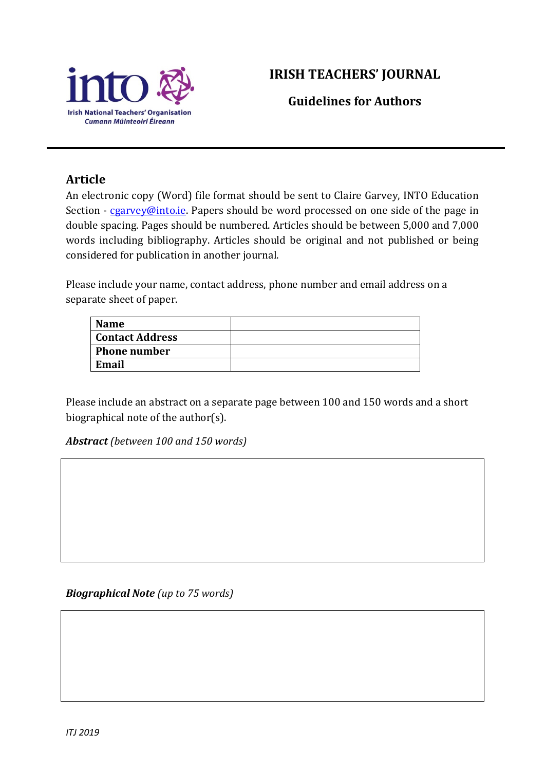Irish National Teachers' Organisation
Cumann Múinteoirí Éireann

# IRISH TEACHERS' JOURNAL

## Guidelines for Authors

---

### Article

An electronic copy (Word) file format should be sent to Claire Garvey, INTO Education Section - cgarvey@into.ie. Papers should be word processed on one side of the page in double spacing. Pages should be numbered. Articles should be between 5,000 and 7,000 words including bibliography. Articles should be original and not published or being considered for publication in another journal.

Please include your name, contact address, phone number and email address on a separate sheet of paper.

| | |
|---|---|
| **Name** | |
| **Contact Address** | |
| **Phone number** | |
| **Email** | |

Please include an abstract on a separate page between 100 and 150 words and a short biographical note of the author(s).

***Abstract*** *(between 100 and 150 words)*

| |
|---|
| |

***Biographical Note*** *(up to 75 words)*

| |
|---|
| |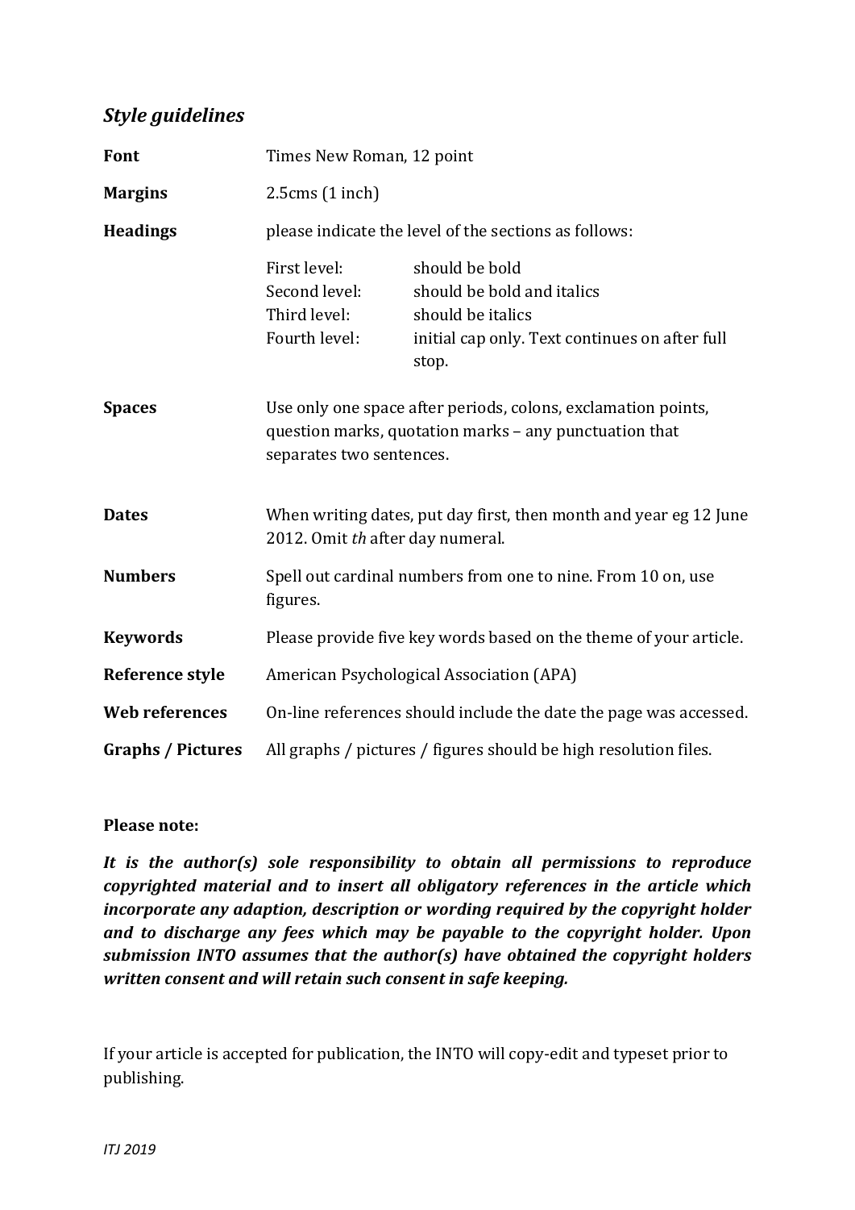## *Style guidelines*

| | | |
|---|---|---|
| **Font** | Times New Roman, 12 point | |
| **Margins** | 2.5cms (1 inch) | |
| **Headings** | please indicate the level of the sections as follows: | |
| | First level: | should be bold |
| | Second level: | should be bold and italics |
| | Third level: | should be italics |
| | Fourth level: | initial cap only. Text continues on after full stop. |
| **Spaces** | Use only one space after periods, colons, exclamation points, question marks, quotation marks – any punctuation that separates two sentences. | |
| **Dates** | When writing dates, put day first, then month and year eg 12 June 2012. Omit *th* after day numeral. | |
| **Numbers** | Spell out cardinal numbers from one to nine. From 10 on, use figures. | |
| **Keywords** | Please provide five key words based on the theme of your article. | |
| **Reference style** | American Psychological Association (APA) | |
| **Web references** | On-line references should include the date the page was accessed. | |
| **Graphs / Pictures** | All graphs / pictures / figures should be high resolution files. | |

**Please note:**

***It is the author(s) sole responsibility to obtain all permissions to reproduce copyrighted material and to insert all obligatory references in the article which incorporate any adaption, description or wording required by the copyright holder and to discharge any fees which may be payable to the copyright holder. Upon submission INTO assumes that the author(s) have obtained the copyright holders written consent and will retain such consent in safe keeping.***

If your article is accepted for publication, the INTO will copy-edit and typeset prior to publishing.

*ITJ 2019*